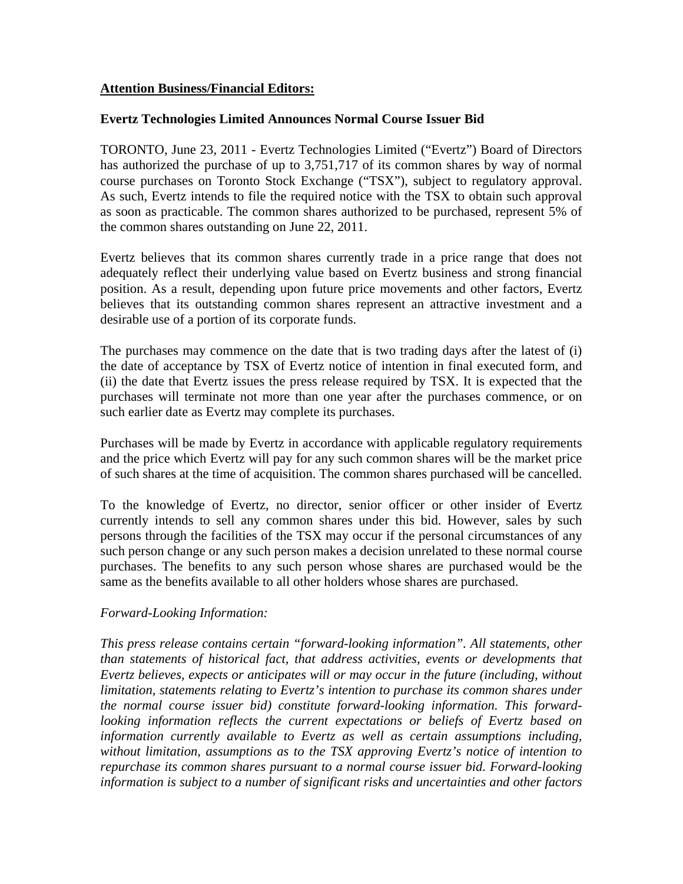**Attention Business/Financial Editors:**

**Evertz Technologies Limited Announces Normal Course Issuer Bid**

TORONTO, June 23, 2011 - Evertz Technologies Limited ("Evertz") Board of Directors has authorized the purchase of up to 3,751,717 of its common shares by way of normal course purchases on Toronto Stock Exchange ("TSX"), subject to regulatory approval. As such, Evertz intends to file the required notice with the TSX to obtain such approval as soon as practicable. The common shares authorized to be purchased, represent 5% of the common shares outstanding on June 22, 2011.

Evertz believes that its common shares currently trade in a price range that does not adequately reflect their underlying value based on Evertz business and strong financial position. As a result, depending upon future price movements and other factors, Evertz believes that its outstanding common shares represent an attractive investment and a desirable use of a portion of its corporate funds.

The purchases may commence on the date that is two trading days after the latest of (i) the date of acceptance by TSX of Evertz notice of intention in final executed form, and (ii) the date that Evertz issues the press release required by TSX. It is expected that the purchases will terminate not more than one year after the purchases commence, or on such earlier date as Evertz may complete its purchases.

Purchases will be made by Evertz in accordance with applicable regulatory requirements and the price which Evertz will pay for any such common shares will be the market price of such shares at the time of acquisition. The common shares purchased will be cancelled.

To the knowledge of Evertz, no director, senior officer or other insider of Evertz currently intends to sell any common shares under this bid. However, sales by such persons through the facilities of the TSX may occur if the personal circumstances of any such person change or any such person makes a decision unrelated to these normal course purchases. The benefits to any such person whose shares are purchased would be the same as the benefits available to all other holders whose shares are purchased.

*Forward-Looking Information:*

*This press release contains certain "forward-looking information". All statements, other than statements of historical fact, that address activities, events or developments that Evertz believes, expects or anticipates will or may occur in the future (including, without limitation, statements relating to Evertz's intention to purchase its common shares under the normal course issuer bid) constitute forward-looking information. This forward-looking information reflects the current expectations or beliefs of Evertz based on information currently available to Evertz as well as certain assumptions including, without limitation, assumptions as to the TSX approving Evertz's notice of intention to repurchase its common shares pursuant to a normal course issuer bid. Forward-looking information is subject to a number of significant risks and uncertainties and other factors*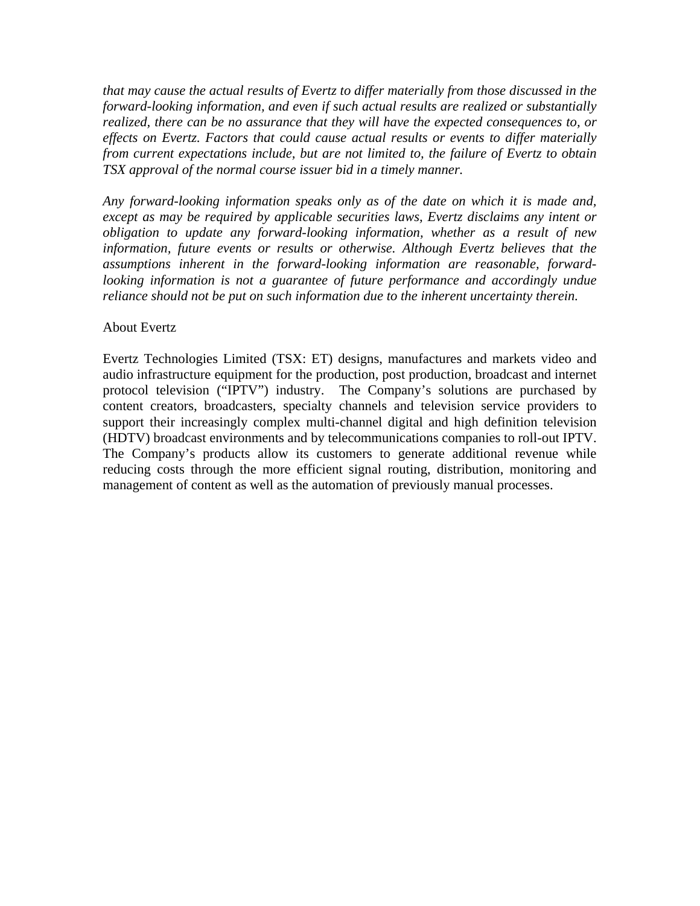*that may cause the actual results of Evertz to differ materially from those discussed in the forward-looking information, and even if such actual results are realized or substantially realized, there can be no assurance that they will have the expected consequences to, or effects on Evertz. Factors that could cause actual results or events to differ materially from current expectations include, but are not limited to, the failure of Evertz to obtain TSX approval of the normal course issuer bid in a timely manner.*

*Any forward-looking information speaks only as of the date on which it is made and, except as may be required by applicable securities laws, Evertz disclaims any intent or obligation to update any forward-looking information, whether as a result of new information, future events or results or otherwise. Although Evertz believes that the assumptions inherent in the forward-looking information are reasonable, forward-looking information is not a guarantee of future performance and accordingly undue reliance should not be put on such information due to the inherent uncertainty therein.*

About Evertz

Evertz Technologies Limited (TSX: ET) designs, manufactures and markets video and audio infrastructure equipment for the production, post production, broadcast and internet protocol television ("IPTV") industry. The Company's solutions are purchased by content creators, broadcasters, specialty channels and television service providers to support their increasingly complex multi-channel digital and high definition television (HDTV) broadcast environments and by telecommunications companies to roll-out IPTV. The Company's products allow its customers to generate additional revenue while reducing costs through the more efficient signal routing, distribution, monitoring and management of content as well as the automation of previously manual processes.